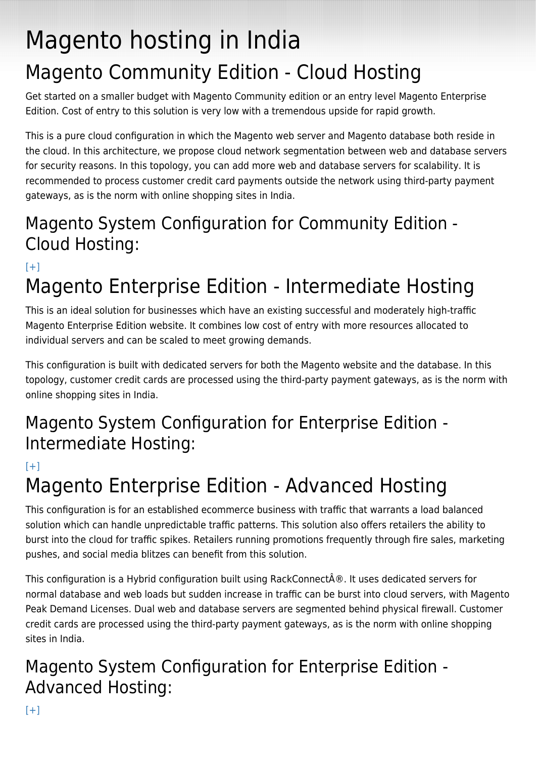# Magento hosting in India

## Magento Community Edition - Cloud Hosting

Get started on a smaller budget with Magento Community edition or an entry level Magento Enterprise Edition. Cost of entry to this solution is very low with a tremendous upside for rapid growth.

This is a pure cloud configuration in which the Magento web server and Magento database both reside in the cloud. In this architecture, we propose cloud network segmentation between web and database servers for security reasons. In this topology, you can add more web and database servers for scalability. It is recommended to process customer credit card payments outside the network using third-party payment gateways, as is the norm with online shopping sites in India.

### Magento System Configuration for Community Edition - Cloud Hosting:

[+]

## Magento Enterprise Edition - Intermediate Hosting

This is an ideal solution for businesses which have an existing successful and moderately high-traffic Magento Enterprise Edition website. It combines low cost of entry with more resources allocated to individual servers and can be scaled to meet growing demands.

This configuration is built with dedicated servers for both the Magento website and the database. In this topology, customer credit cards are processed using the third-party payment gateways, as is the norm with online shopping sites in India.

### Magento System Configuration for Enterprise Edition - Intermediate Hosting:

[+]

## Magento Enterprise Edition - Advanced Hosting

This configuration is for an established ecommerce business with traffic that warrants a load balanced solution which can handle unpredictable traffic patterns. This solution also offers retailers the ability to burst into the cloud for traffic spikes. Retailers running promotions frequently through fire sales, marketing pushes, and social media blitzes can benefit from this solution.

This configuration is a Hybrid configuration built using RackConnectÂ®. It uses dedicated servers for normal database and web loads but sudden increase in traffic can be burst into cloud servers, with Magento Peak Demand Licenses. Dual web and database servers are segmented behind physical firewall. Customer credit cards are processed using the third-party payment gateways, as is the norm with online shopping sites in India.

### Magento System Configuration for Enterprise Edition - Advanced Hosting:

[+]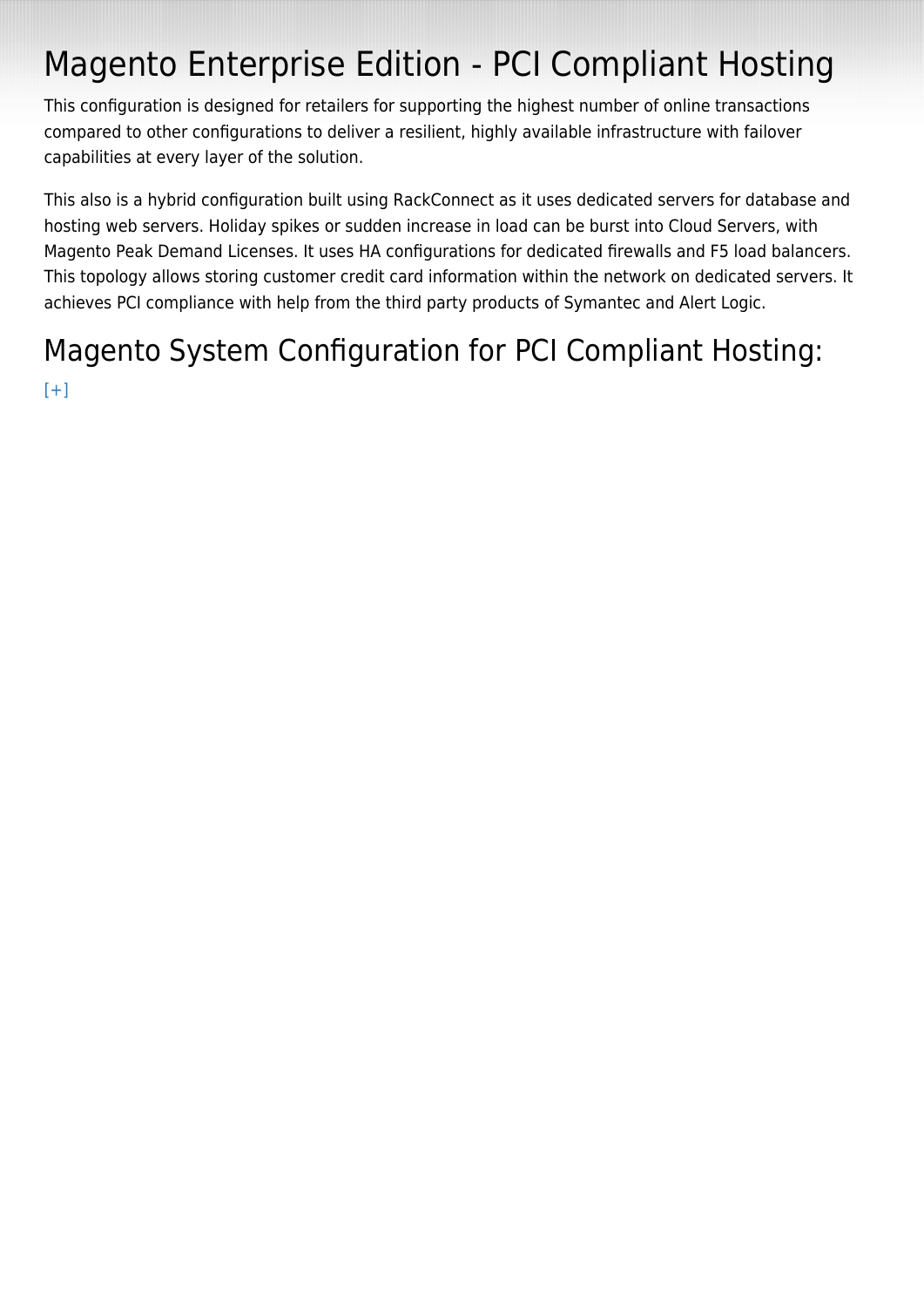# Magento Enterprise Edition - PCI Compliant Hosting

This configuration is designed for retailers for supporting the highest number of online transactions compared to other configurations to deliver a resilient, highly available infrastructure with failover capabilities at every layer of the solution.

This also is a hybrid configuration built using RackConnect as it uses dedicated servers for database and hosting web servers. Holiday spikes or sudden increase in load can be burst into Cloud Servers, with Magento Peak Demand Licenses. It uses HA configurations for dedicated firewalls and F5 load balancers. This topology allows storing customer credit card information within the network on dedicated servers. It achieves PCI compliance with help from the third party products of Symantec and Alert Logic.

# Magento System Configuration for PCI Compliant Hosting:

[+]